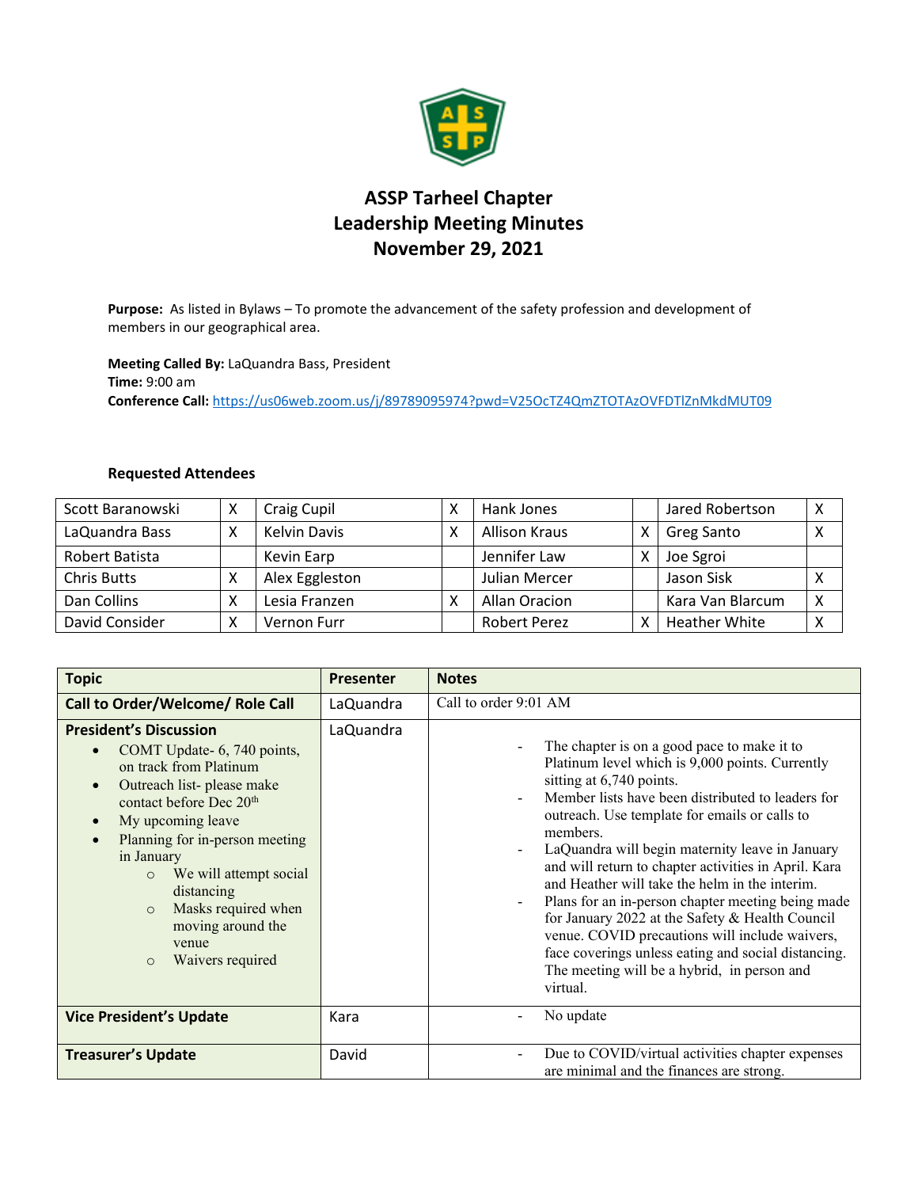# ASSP Tarheel Chapter
## Leadership Meeting Minutes
## November 29, 2021

**Purpose:** As listed in Bylaws – To promote the advancement of the safety profession and development of members in our geographical area.

**Meeting Called By:** LaQuandra Bass, President
**Time:** 9:00 am
**Conference Call:** https://us06web.zoom.us/j/89789095974?pwd=V25OcTZ4QmZTOTAzOVFDTlZnMkdMUT09

**Requested Attendees**

| | | | | | | | |
|---|---|---|---|---|---|---|---|
| Scott Baranowski | X | Craig Cupil | X | Hank Jones | | Jared Robertson | X |
| LaQuandra Bass | X | Kelvin Davis | X | Allison Kraus | X | Greg Santo | X |
| Robert Batista | | Kevin Earp | | Jennifer Law | X | Joe Sgroi | |
| Chris Butts | X | Alex Eggleston | | Julian Mercer | | Jason Sisk | X |
| Dan Collins | X | Lesia Franzen | X | Allan Oracion | | Kara Van Blarcum | X |
| David Consider | X | Vernon Furr | | Robert Perez | X | Heather White | X |

| Topic | Presenter | Notes |
|---|---|---|
| **Call to Order/Welcome/ Role Call** | LaQuandra | Call to order 9:01 AM |
| **President's Discussion**<br>• COMT Update- 6, 740 points, on track from Platinum<br>• Outreach list- please make contact before Dec 20th<br>• My upcoming leave<br>• Planning for in-person meeting in January<br>&nbsp;&nbsp;&nbsp;○ We will attempt social distancing<br>&nbsp;&nbsp;&nbsp;○ Masks required when moving around the venue<br>&nbsp;&nbsp;&nbsp;○ Waivers required | LaQuandra | - The chapter is on a good pace to make it to Platinum level which is 9,000 points. Currently sitting at 6,740 points.<br>- Member lists have been distributed to leaders for outreach. Use template for emails or calls to members.<br>- LaQuandra will begin maternity leave in January and will return to chapter activities in April. Kara and Heather will take the helm in the interim.<br>- Plans for an in-person chapter meeting being made for January 2022 at the Safety & Health Council venue. COVID precautions will include waivers, face coverings unless eating and social distancing. The meeting will be a hybrid, in person and virtual. |
| **Vice President's Update** | Kara | - No update |
| **Treasurer's Update** | David | - Due to COVID/virtual activities chapter expenses are minimal and the finances are strong. |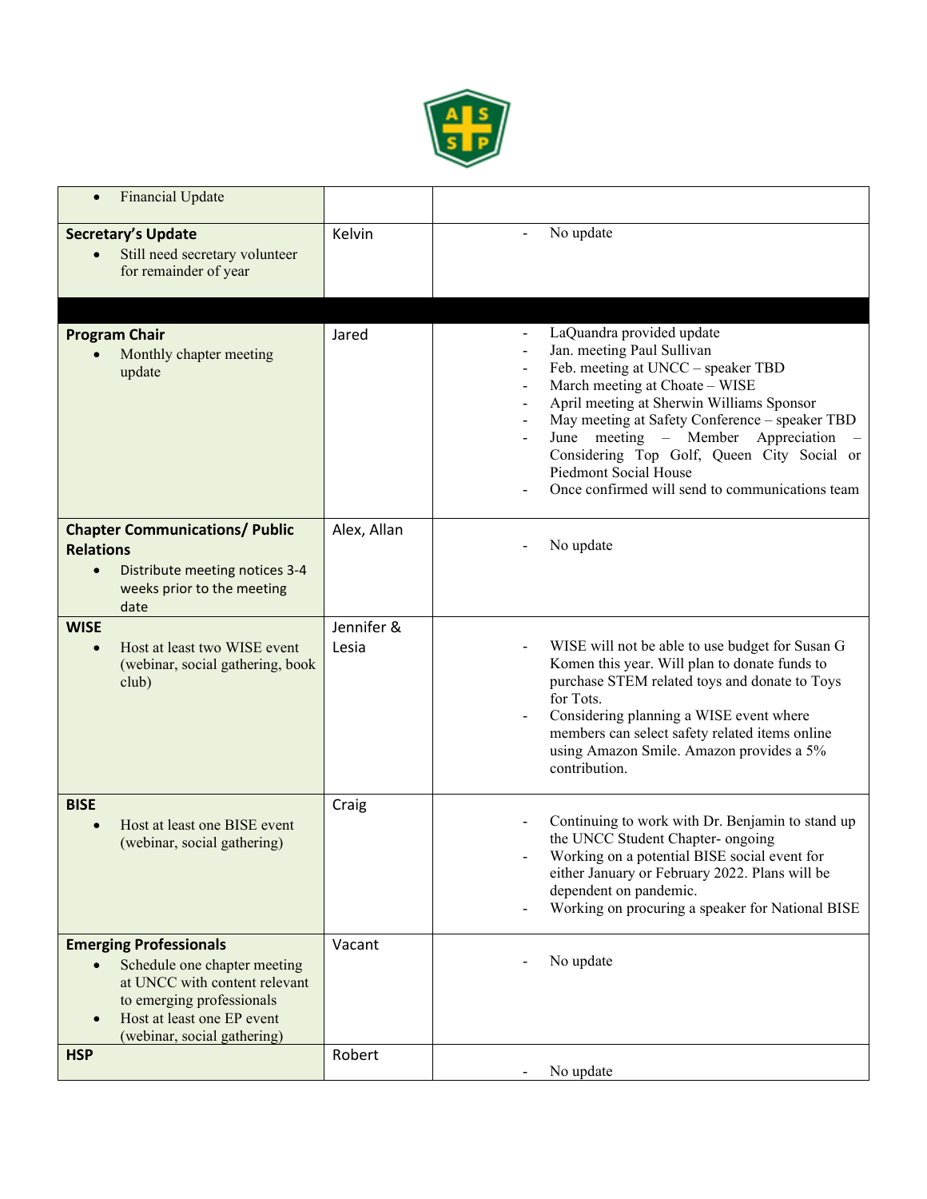| | | |
|---|---|---|
| • Financial Update | | |
| **Secretary's Update**<br>• Still need secretary volunteer for remainder of year | Kelvin | - No update |
| | | |
| **Program Chair**<br>• Monthly chapter meeting update | Jared | - LaQuandra provided update<br>- Jan. meeting Paul Sullivan<br>- Feb. meeting at UNCC – speaker TBD<br>- March meeting at Choate – WISE<br>- April meeting at Sherwin Williams Sponsor<br>- May meeting at Safety Conference – speaker TBD<br>- June meeting – Member Appreciation – Considering Top Golf, Queen City Social or Piedmont Social House<br>- Once confirmed will send to communications team |
| **Chapter Communications/ Public Relations**<br>• Distribute meeting notices 3-4 weeks prior to the meeting date | Alex, Allan | - No update |
| **WISE**<br>• Host at least two WISE event (webinar, social gathering, book club) | Jennifer & Lesia | - WISE will not be able to use budget for Susan G Komen this year. Will plan to donate funds to purchase STEM related toys and donate to Toys for Tots.<br>- Considering planning a WISE event where members can select safety related items online using Amazon Smile. Amazon provides a 5% contribution. |
| **BISE**<br>• Host at least one BISE event (webinar, social gathering) | Craig | - Continuing to work with Dr. Benjamin to stand up the UNCC Student Chapter- ongoing<br>- Working on a potential BISE social event for either January or February 2022. Plans will be dependent on pandemic.<br>- Working on procuring a speaker for National BISE |
| **Emerging Professionals**<br>• Schedule one chapter meeting at UNCC with content relevant to emerging professionals<br>• Host at least one EP event (webinar, social gathering) | Vacant | - No update |
| **HSP** | Robert | - No update |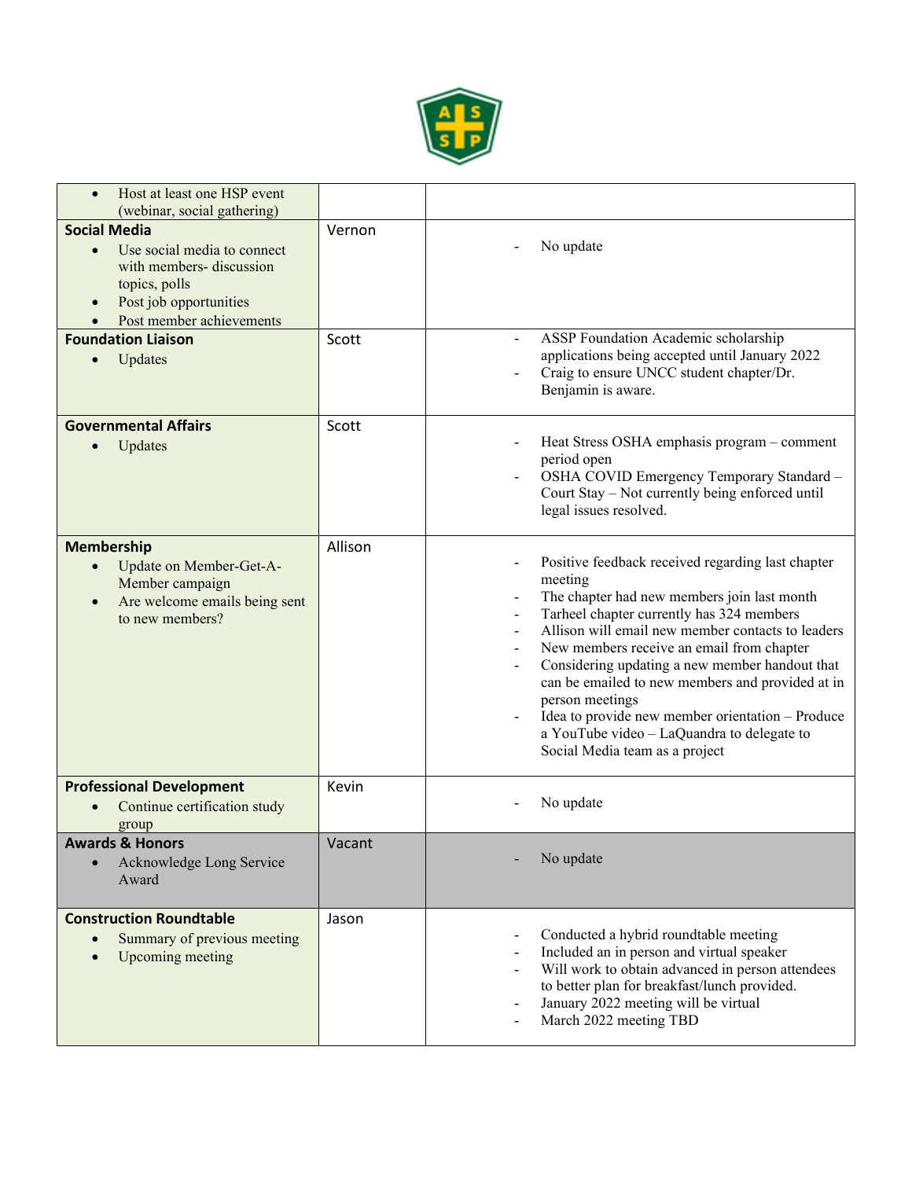| | | |
|---|---|---|
| • Host at least one HSP event (webinar, social gathering) | | |
| **Social Media**<br>• Use social media to connect with members- discussion topics, polls<br>• Post job opportunities<br>• Post member achievements | Vernon | - No update |
| **Foundation Liaison**<br>• Updates | Scott | - ASSP Foundation Academic scholarship applications being accepted until January 2022<br>- Craig to ensure UNCC student chapter/Dr. Benjamin is aware. |
| **Governmental Affairs**<br>• Updates | Scott | - Heat Stress OSHA emphasis program – comment period open<br>- OSHA COVID Emergency Temporary Standard – Court Stay – Not currently being enforced until legal issues resolved. |
| **Membership**<br>• Update on Member-Get-A-Member campaign<br>• Are welcome emails being sent to new members? | Allison | - Positive feedback received regarding last chapter meeting<br>- The chapter had new members join last month<br>- Tarheel chapter currently has 324 members<br>- Allison will email new member contacts to leaders<br>- New members receive an email from chapter<br>- Considering updating a new member handout that can be emailed to new members and provided at in person meetings<br>- Idea to provide new member orientation – Produce a YouTube video – LaQuandra to delegate to Social Media team as a project |
| **Professional Development**<br>• Continue certification study group | Kevin | - No update |
| **Awards & Honors**<br>• Acknowledge Long Service Award | Vacant | - No update |
| **Construction Roundtable**<br>• Summary of previous meeting<br>• Upcoming meeting | Jason | - Conducted a hybrid roundtable meeting<br>- Included an in person and virtual speaker<br>- Will work to obtain advanced in person attendees to better plan for breakfast/lunch provided.<br>- January 2022 meeting will be virtual<br>- March 2022 meeting TBD |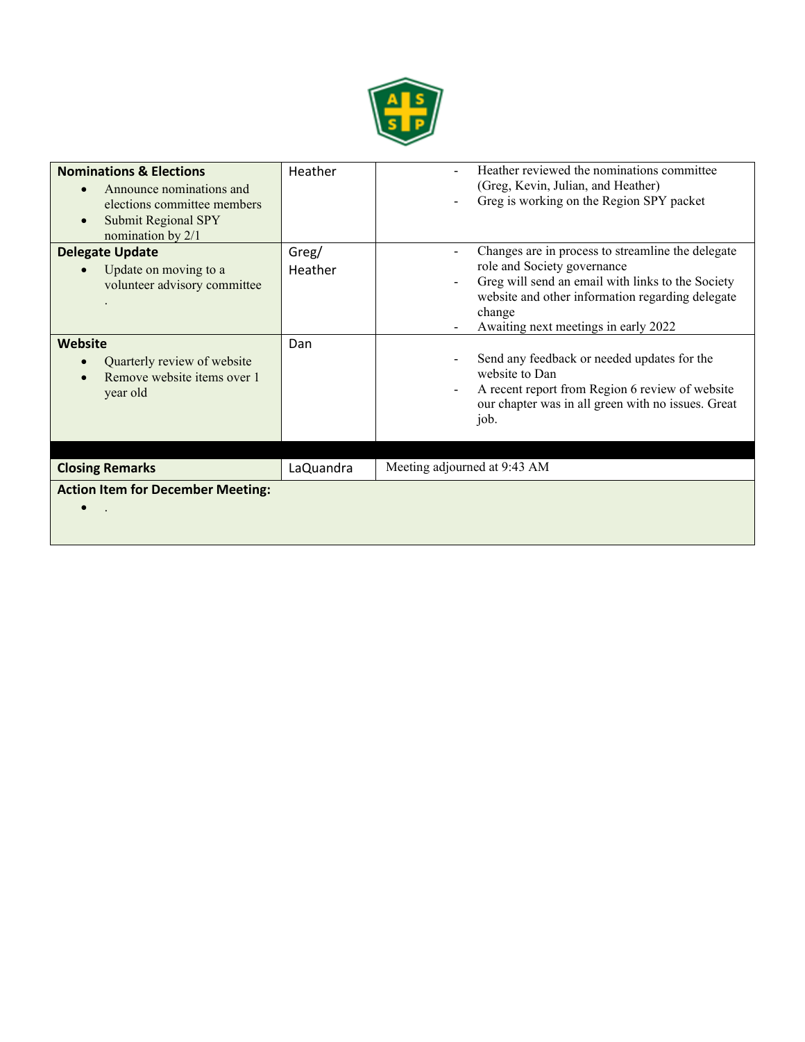| | | |
|---|---|---|
| **Nominations & Elections**<br>• Announce nominations and elections committee members<br>• Submit Regional SPY nomination by 2/1 | Heather | - Heather reviewed the nominations committee (Greg, Kevin, Julian, and Heather)<br>- Greg is working on the Region SPY packet |
| **Delegate Update**<br>• Update on moving to a volunteer advisory committee<br>. | Greg/ Heather | - Changes are in process to streamline the delegate role and Society governance<br>- Greg will send an email with links to the Society website and other information regarding delegate change<br>- Awaiting next meetings in early 2022 |
| **Website**<br>• Quarterly review of website<br>• Remove website items over 1 year old | Dan | - Send any feedback or needed updates for the website to Dan<br>- A recent report from Region 6 review of website our chapter was in all green with no issues. Great job. |
| | | |
| **Closing Remarks** | LaQuandra | Meeting adjourned at 9:43 AM |
| **Action Item for December Meeting:**<br>• . | | |